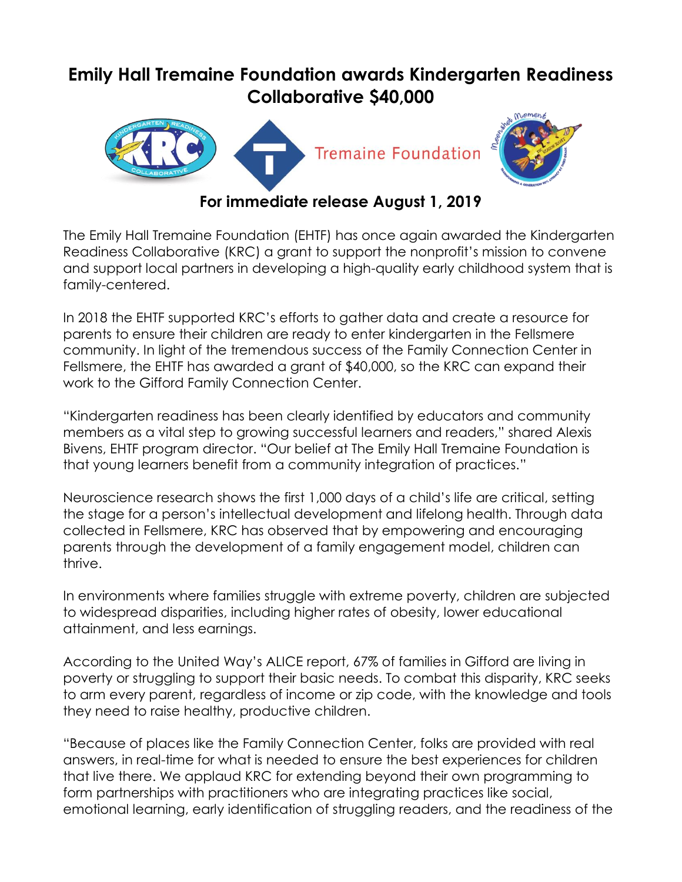# Emily Hall Tremaine Foundation awards Kindergarten Readiness Collaborative $40,000

**For immediate release August 1, 2019**

The Emily Hall Tremaine Foundation (EHTF) has once again awarded the Kindergarten Readiness Collaborative (KRC) a grant to support the nonprofit's mission to convene and support local partners in developing a high-quality early childhood system that is family-centered.

In 2018 the EHTF supported KRC's efforts to gather data and create a resource for parents to ensure their children are ready to enter kindergarten in the Fellsmere community. In light of the tremendous success of the Family Connection Center in Fellsmere, the EHTF has awarded a grant of $40,000, so the KRC can expand their work to the Gifford Family Connection Center.

"Kindergarten readiness has been clearly identified by educators and community members as a vital step to growing successful learners and readers," shared Alexis Bivens, EHTF program director. "Our belief at The Emily Hall Tremaine Foundation is that young learners benefit from a community integration of practices."

Neuroscience research shows the first 1,000 days of a child's life are critical, setting the stage for a person's intellectual development and lifelong health. Through data collected in Fellsmere, KRC has observed that by empowering and encouraging parents through the development of a family engagement model, children can thrive.

In environments where families struggle with extreme poverty, children are subjected to widespread disparities, including higher rates of obesity, lower educational attainment, and less earnings.

According to the United Way's ALICE report, 67% of families in Gifford are living in poverty or struggling to support their basic needs. To combat this disparity, KRC seeks to arm every parent, regardless of income or zip code, with the knowledge and tools they need to raise healthy, productive children.

"Because of places like the Family Connection Center, folks are provided with real answers, in real-time for what is needed to ensure the best experiences for children that live there. We applaud KRC for extending beyond their own programming to form partnerships with practitioners who are integrating practices like social, emotional learning, early identification of struggling readers, and the readiness of the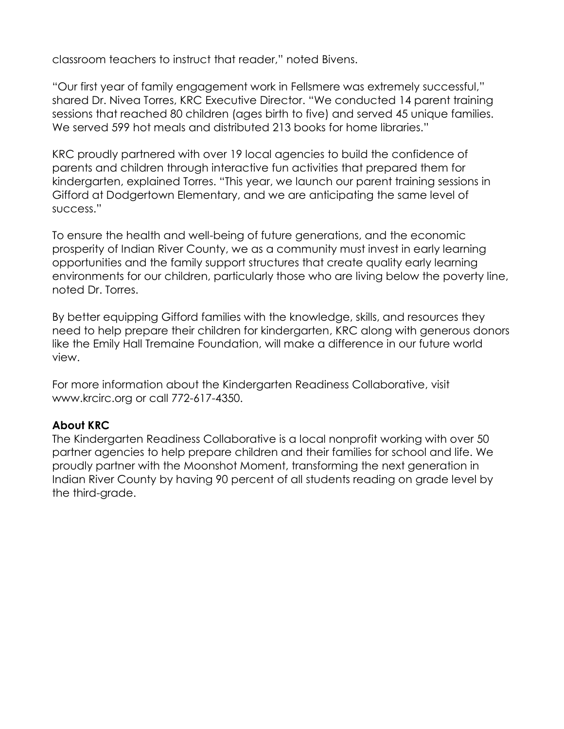classroom teachers to instruct that reader," noted Bivens.

"Our first year of family engagement work in Fellsmere was extremely successful," shared Dr. Nivea Torres, KRC Executive Director. "We conducted 14 parent training sessions that reached 80 children (ages birth to five) and served 45 unique families. We served 599 hot meals and distributed 213 books for home libraries."

KRC proudly partnered with over 19 local agencies to build the confidence of parents and children through interactive fun activities that prepared them for kindergarten, explained Torres. "This year, we launch our parent training sessions in Gifford at Dodgertown Elementary, and we are anticipating the same level of success."

To ensure the health and well-being of future generations, and the economic prosperity of Indian River County, we as a community must invest in early learning opportunities and the family support structures that create quality early learning environments for our children, particularly those who are living below the poverty line, noted Dr. Torres.

By better equipping Gifford families with the knowledge, skills, and resources they need to help prepare their children for kindergarten, KRC along with generous donors like the Emily Hall Tremaine Foundation, will make a difference in our future world view.

For more information about the Kindergarten Readiness Collaborative, visit www.krcirc.org or call 772-617-4350.

**About KRC**

The Kindergarten Readiness Collaborative is a local nonprofit working with over 50 partner agencies to help prepare children and their families for school and life. We proudly partner with the Moonshot Moment, transforming the next generation in Indian River County by having 90 percent of all students reading on grade level by the third-grade.